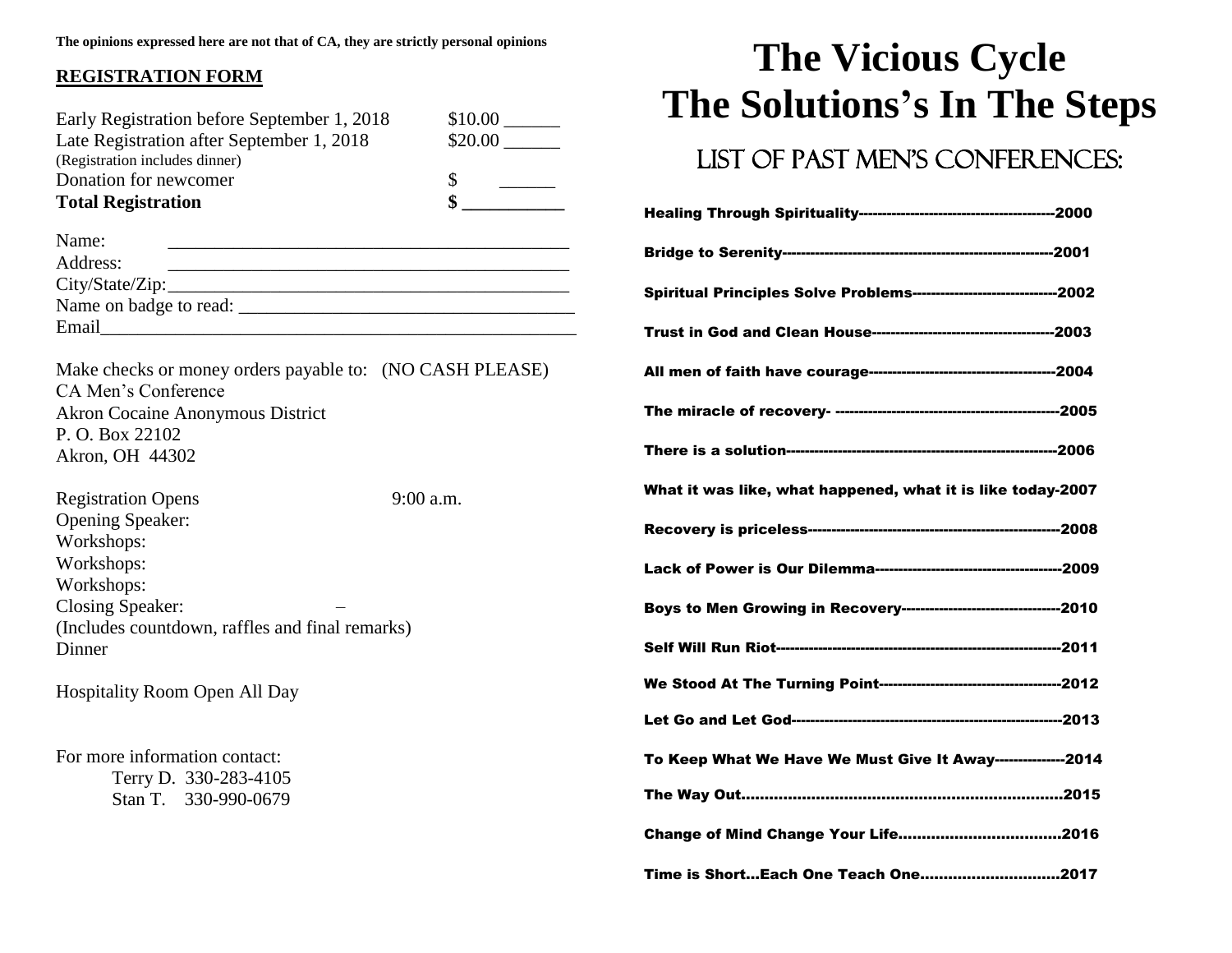**The opinions expressed here are not that of CA, they are strictly personal opinions**

**REGISTRATION FORM**

| | |
|---|---|
| Early Registration before September 1, 2018 | $10.00 ______ |
| Late Registration after September 1, 2018 | $20.00 ______ |
| (Registration includes dinner) | |
| Donation for newcomer | $ ______ |
| **Total Registration** | **$ ___________** |

Name: ____________________________________________

Address: ____________________________________________

City/State/Zip: ____________________________________________

Name on badge to read: ____________________________________

Email_____________________________________________________

Make checks or money orders payable to: (NO CASH PLEASE)
CA Men's Conference
Akron Cocaine Anonymous District
P. O. Box 22102
Akron, OH 44302

Registration Opens 9:00 a.m.
Opening Speaker:
Workshops:
Workshops:
Workshops:
Closing Speaker: –
(Includes countdown, raffles and final remarks)
Dinner

Hospitality Room Open All Day

For more information contact:
Terry D. 330-283-4105
Stan T. 330-990-0679

# The Vicious Cycle
# The Solutions's In The Steps

## LIST OF PAST MEN'S CONFERENCES:

**Healing Through Spirituality-----------------------------------------2000**

**Bridge to Serenity---------------------------------------------------------2001**

**Spiritual Principles Solve Problems-------------------------------2002**

**Trust in God and Clean House--------------------------------------2003**

**All men of faith have courage---------------------------------------2004**

**The miracle of recovery- ------------------------------------------------2005**

**There is a solution---------------------------------------------------------2006**

**What it was like, what happened, what it is like today-2007**

**Recovery is priceless----------------------------------------------------2008**

**Lack of Power is Our Dilemma---------------------------------------2009**

**Boys to Men Growing in Recovery---------------------------------2010**

**Self Will Run Riot-----------------------------------------------------------2011**

**We Stood At The Turning Point--------------------------------------2012**

**Let Go and Let God--------------------------------------------------------2013**

**To Keep What We Have We Must Give It Away---------------2014**

**The Way Out......................................................................2015**

**Change of Mind Change Your Life..................................2016**

**Time is Short…Each One Teach One.............................2017**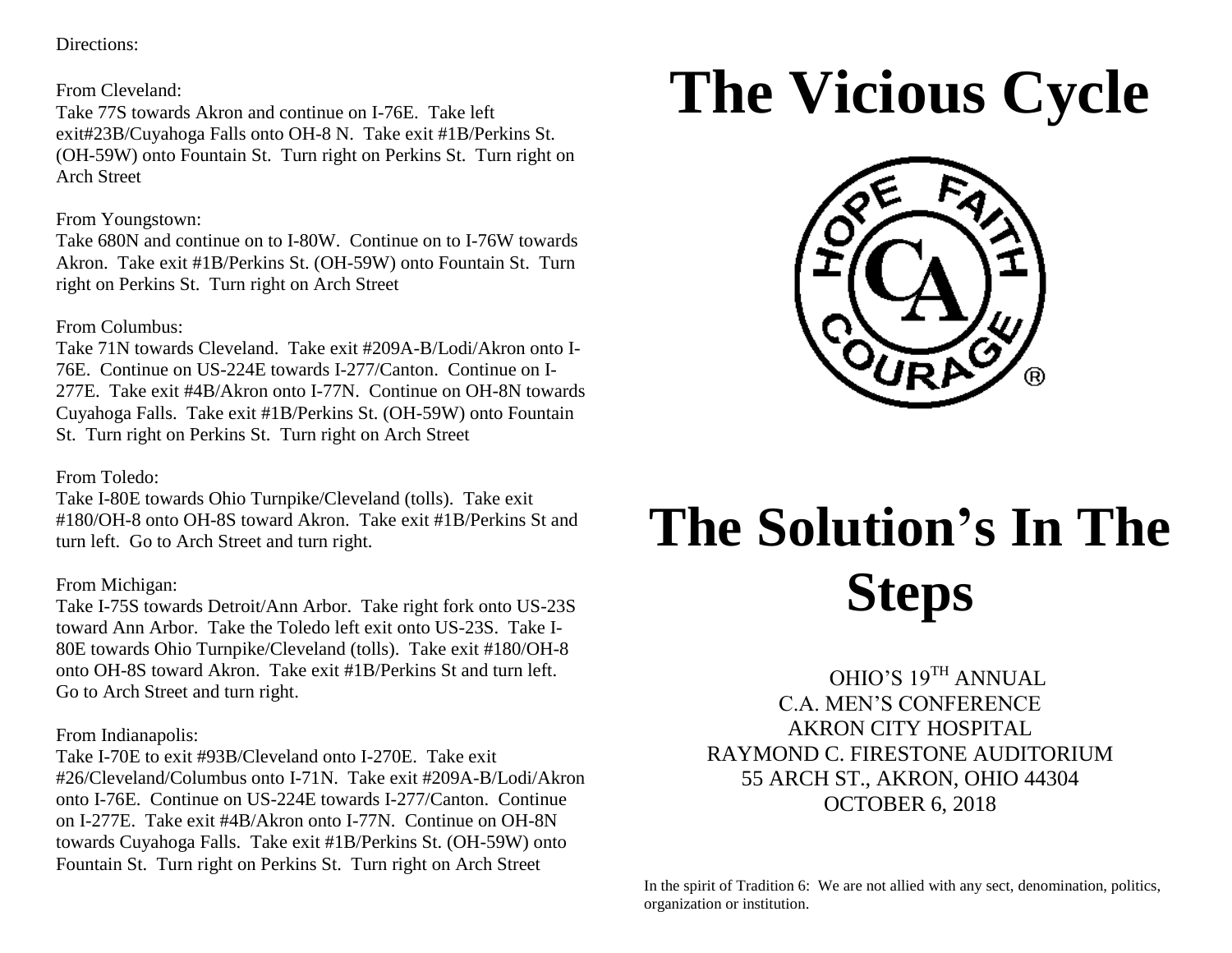Directions:

From Cleveland:
Take 77S towards Akron and continue on I-76E. Take left exit#23B/Cuyahoga Falls onto OH-8 N. Take exit #1B/Perkins St. (OH-59W) onto Fountain St. Turn right on Perkins St. Turn right on Arch Street

From Youngstown:
Take 680N and continue on to I-80W. Continue on to I-76W towards Akron. Take exit #1B/Perkins St. (OH-59W) onto Fountain St. Turn right on Perkins St. Turn right on Arch Street

From Columbus:
Take 71N towards Cleveland. Take exit #209A-B/Lodi/Akron onto I-76E. Continue on US-224E towards I-277/Canton. Continue on I-277E. Take exit #4B/Akron onto I-77N. Continue on OH-8N towards Cuyahoga Falls. Take exit #1B/Perkins St. (OH-59W) onto Fountain St. Turn right on Perkins St. Turn right on Arch Street

From Toledo:
Take I-80E towards Ohio Turnpike/Cleveland (tolls). Take exit #180/OH-8 onto OH-8S toward Akron. Take exit #1B/Perkins St and turn left. Go to Arch Street and turn right.

From Michigan:
Take I-75S towards Detroit/Ann Arbor. Take right fork onto US-23S toward Ann Arbor. Take the Toledo left exit onto US-23S. Take I-80E towards Ohio Turnpike/Cleveland (tolls). Take exit #180/OH-8 onto OH-8S toward Akron. Take exit #1B/Perkins St and turn left. Go to Arch Street and turn right.

From Indianapolis:
Take I-70E to exit #93B/Cleveland onto I-270E. Take exit #26/Cleveland/Columbus onto I-71N. Take exit #209A-B/Lodi/Akron onto I-76E. Continue on US-224E towards I-277/Canton. Continue on I-277E. Take exit #4B/Akron onto I-77N. Continue on OH-8N towards Cuyahoga Falls. Take exit #1B/Perkins St. (OH-59W) onto Fountain St. Turn right on Perkins St. Turn right on Arch Street

# The Vicious Cycle

HOPE FAITH CA COURAGE ®

# The Solution's In The Steps

OHIO'S 19TH ANNUAL
C.A. MEN'S CONFERENCE
AKRON CITY HOSPITAL
RAYMOND C. FIRESTONE AUDITORIUM
55 ARCH ST., AKRON, OHIO 44304
OCTOBER 6, 2018

In the spirit of Tradition 6: We are not allied with any sect, denomination, politics, organization or institution.